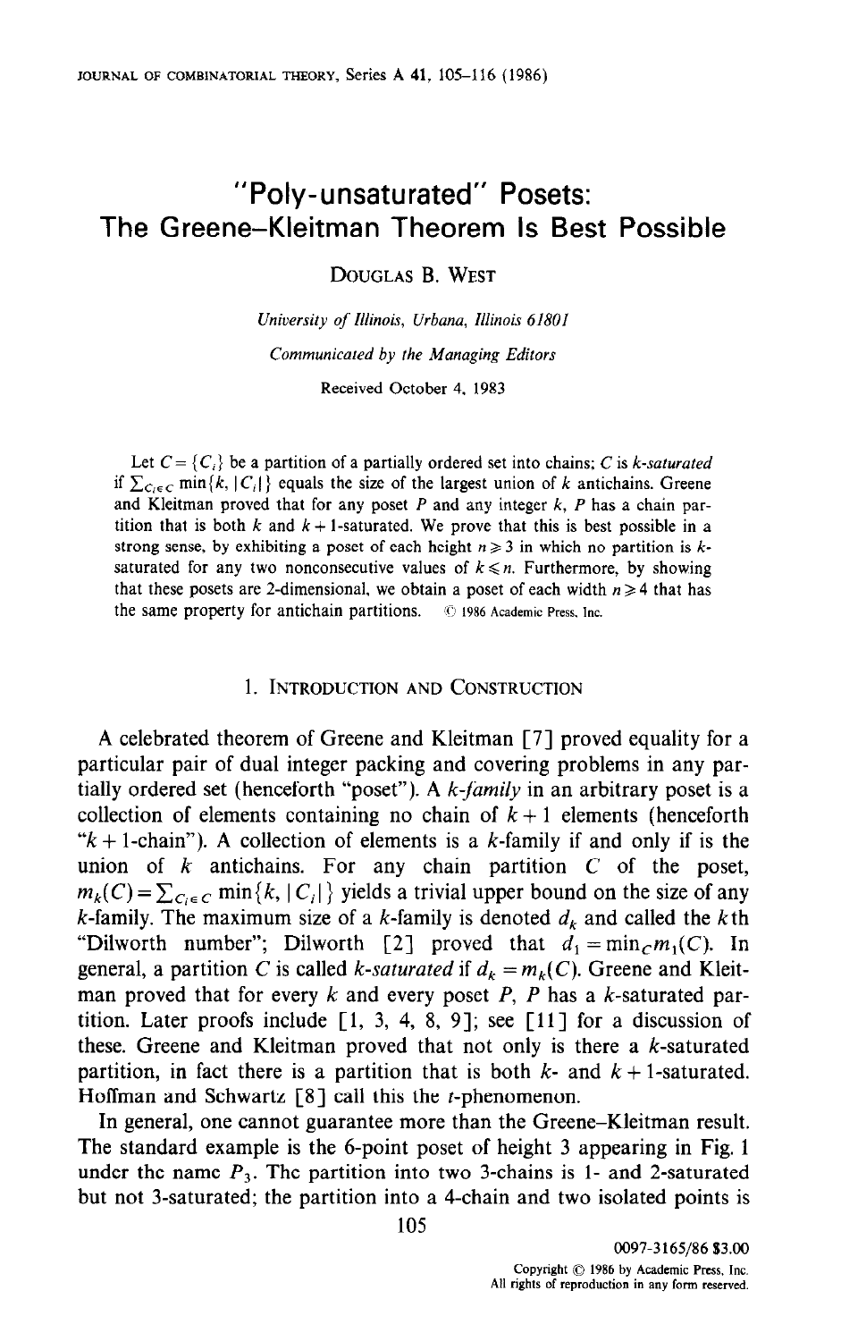# "Poly-unsaturated" Posets: The Greene–Kleitman Theorem Is Best Possible

Douglas B. West

*University of Illinois, Urbana, Illinois 61801*

*Communicated by the Managing Editors*

Received October 4, 1983

Let $C = \{C_i\}$ be a partition of a partially ordered set into chains; $C$ is *k-saturated* if $\sum_{C_i \in C} \min\{k, |C_i|\}$ equals the size of the largest union of $k$ antichains. Greene and Kleitman proved that for any poset $P$ and any integer $k$, $P$ has a chain partition that is both $k$ and $k+1$-saturated. We prove that this is best possible in a strong sense, by exhibiting a poset of each height $n \geqslant 3$ in which no partition is $k$-saturated for any two nonconsecutive values of $k \leqslant n$. Furthermore, by showing that these posets are 2-dimensional, we obtain a poset of each width $n \geqslant 4$ that has the same property for antichain partitions. © 1986 Academic Press, Inc.

## 1. Introduction and Construction

A celebrated theorem of Greene and Kleitman [7] proved equality for a particular pair of dual integer packing and covering problems in any partially ordered set (henceforth "poset"). A *k-family* in an arbitrary poset is a collection of elements containing no chain of $k+1$ elements (henceforth "$k+1$-chain"). A collection of elements is a $k$-family if and only if is the union of $k$ antichains. For any chain partition $C$ of the poset, $m_k(C) = \sum_{C_i \in C} \min\{k, |C_i|\}$ yields a trivial upper bound on the size of any $k$-family. The maximum size of a $k$-family is denoted $d_k$ and called the $k$th "Dilworth number"; Dilworth [2] proved that $d_1 = \min_C m_1(C)$. In general, a partition $C$ is called *k-saturated* if $d_k = m_k(C)$. Greene and Kleitman proved that for every $k$ and every poset $P$, $P$ has a $k$-saturated partition. Later proofs include [1, 3, 4, 8, 9]; see [11] for a discussion of these. Greene and Kleitman proved that not only is there a $k$-saturated partition, in fact there is a partition that is both $k$- and $k+1$-saturated. Hoffman and Schwartz [8] call this the $t$-phenomenon.

In general, one cannot guarantee more than the Greene–Kleitman result. The standard example is the 6-point poset of height 3 appearing in Fig. 1 under the name $P_3$. The partition into two 3-chains is 1- and 2-saturated but not 3-saturated; the partition into a 4-chain and two isolated points is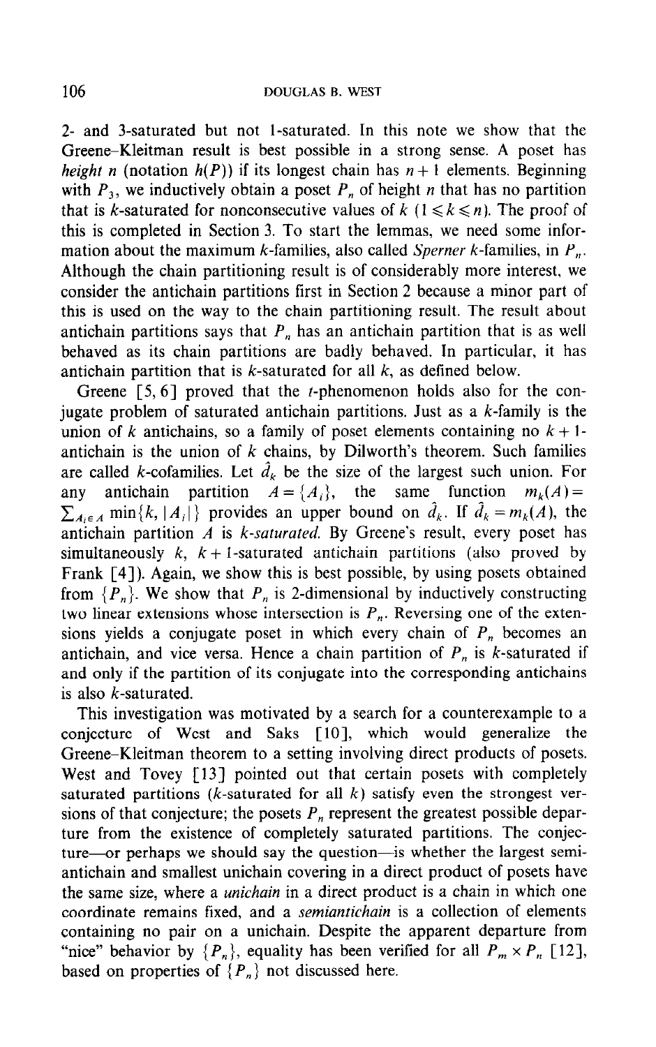2- and 3-saturated but not 1-saturated. In this note we show that the Greene–Kleitman result is best possible in a strong sense. A poset has *height n* (notation $h(P)$) if its longest chain has $n+1$ elements. Beginning with $P_3$, we inductively obtain a poset $P_n$ of height $n$ that has no partition that is $k$-saturated for nonconsecutive values of $k$ ($1 \leqslant k \leqslant n$). The proof of this is completed in Section 3. To start the lemmas, we need some information about the maximum $k$-families, also called *Sperner* $k$-families, in $P_n$. Although the chain partitioning result is of considerably more interest, we consider the antichain partitions first in Section 2 because a minor part of this is used on the way to the chain partitioning result. The result about antichain partitions says that $P_n$ has an antichain partition that is as well behaved as its chain partitions are badly behaved. In particular, it has antichain partition that is $k$-saturated for all $k$, as defined below.

Greene [5, 6] proved that the $t$-phenomenon holds also for the conjugate problem of saturated antichain partitions. Just as a $k$-family is the union of $k$ antichains, so a family of poset elements containing no $k+1$-antichain is the union of $k$ chains, by Dilworth's theorem. Such families are called $k$-cofamilies. Let $\hat{d}_k$ be the size of the largest such union. For any antichain partition $A = \{A_i\}$, the same function $m_k(A) = \sum_{A_i \in A} \min\{k, |A_i|\}$ provides an upper bound on $\hat{d}_k$. If $\hat{d}_k = m_k(A)$, the antichain partition $A$ is *k-saturated*. By Greene's result, every poset has simultaneously $k$, $k+1$-saturated antichain partitions (also proved by Frank [4]). Again, we show this is best possible, by using posets obtained from $\{P_n\}$. We show that $P_n$ is 2-dimensional by inductively constructing two linear extensions whose intersection is $P_n$. Reversing one of the extensions yields a conjugate poset in which every chain of $P_n$ becomes an antichain, and vice versa. Hence a chain partition of $P_n$ is $k$-saturated if and only if the partition of its conjugate into the corresponding antichains is also $k$-saturated.

This investigation was motivated by a search for a counterexample to a conjecture of West and Saks [10], which would generalize the Greene–Kleitman theorem to a setting involving direct products of posets. West and Tovey [13] pointed out that certain posets with completely saturated partitions ($k$-saturated for all $k$) satisfy even the strongest versions of that conjecture; the posets $P_n$ represent the greatest possible departure from the existence of completely saturated partitions. The conjecture—or perhaps we should say the question—is whether the largest semiantichain and smallest unichain covering in a direct product of posets have the same size, where a *unichain* in a direct product is a chain in which one coordinate remains fixed, and a *semiantichain* is a collection of elements containing no pair on a unichain. Despite the apparent departure from "nice" behavior by $\{P_n\}$, equality has been verified for all $P_m \times P_n$ [12], based on properties of $\{P_n\}$ not discussed here.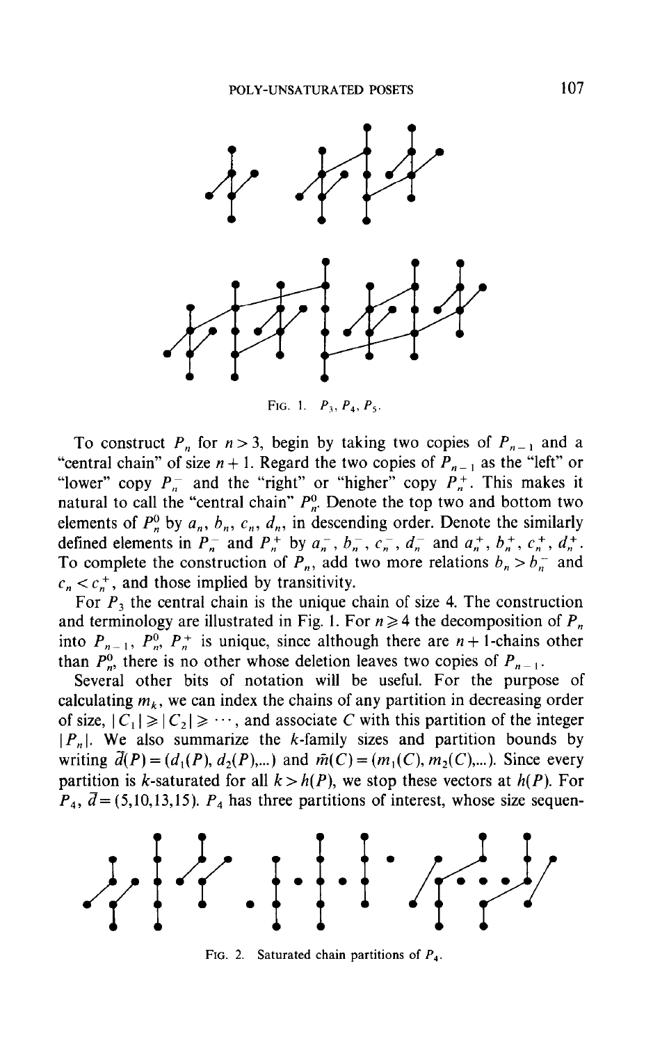FIG. 1. $P_3, P_4, P_5$.

To construct $P_n$ for $n > 3$, begin by taking two copies of $P_{n-1}$ and a "central chain" of size $n+1$. Regard the two copies of $P_{n-1}$ as the "left" or "lower" copy $P_n^-$ and the "right" or "higher" copy $P_n^+$. This makes it natural to call the "central chain" $P_n^0$. Denote the top two and bottom two elements of $P_n^0$ by $a_n, b_n, c_n, d_n$, in descending order. Denote the similarly defined elements in $P_n^-$ and $P_n^+$ by $a_n^-, b_n^-, c_n^-, d_n^-$ and $a_n^+, b_n^+, c_n^+, d_n^+$. To complete the construction of $P_n$, add two more relations $b_n > b_n^-$ and $c_n < c_n^+$, and those implied by transitivity.

For $P_3$ the central chain is the unique chain of size 4. The construction and terminology are illustrated in Fig. 1. For $n \geqslant 4$ the decomposition of $P_n$ into $P_{n-1}$, $P_n^0$, $P_n^+$ is unique, since although there are $n+1$-chains other than $P_n^0$, there is no other whose deletion leaves two copies of $P_{n-1}$.

Several other bits of notation will be useful. For the purpose of calculating $m_k$, we can index the chains of any partition in decreasing order of size, $|C_1| \geqslant |C_2| \geqslant \cdots$, and associate $C$ with this partition of the integer $|P_n|$. We also summarize the $k$-family sizes and partition bounds by writing $\bar{d}(P) = (d_1(P), d_2(P),\ldots)$ and $\bar{m}(C) = (m_1(C), m_2(C),\ldots)$. Since every partition is $k$-saturated for all $k > h(P)$, we stop these vectors at $h(P)$. For $P_4$, $\bar{d} = (5,10,13,15)$. $P_4$ has three partitions of interest, whose size sequen-

FIG. 2. Saturated chain partitions of $P_4$.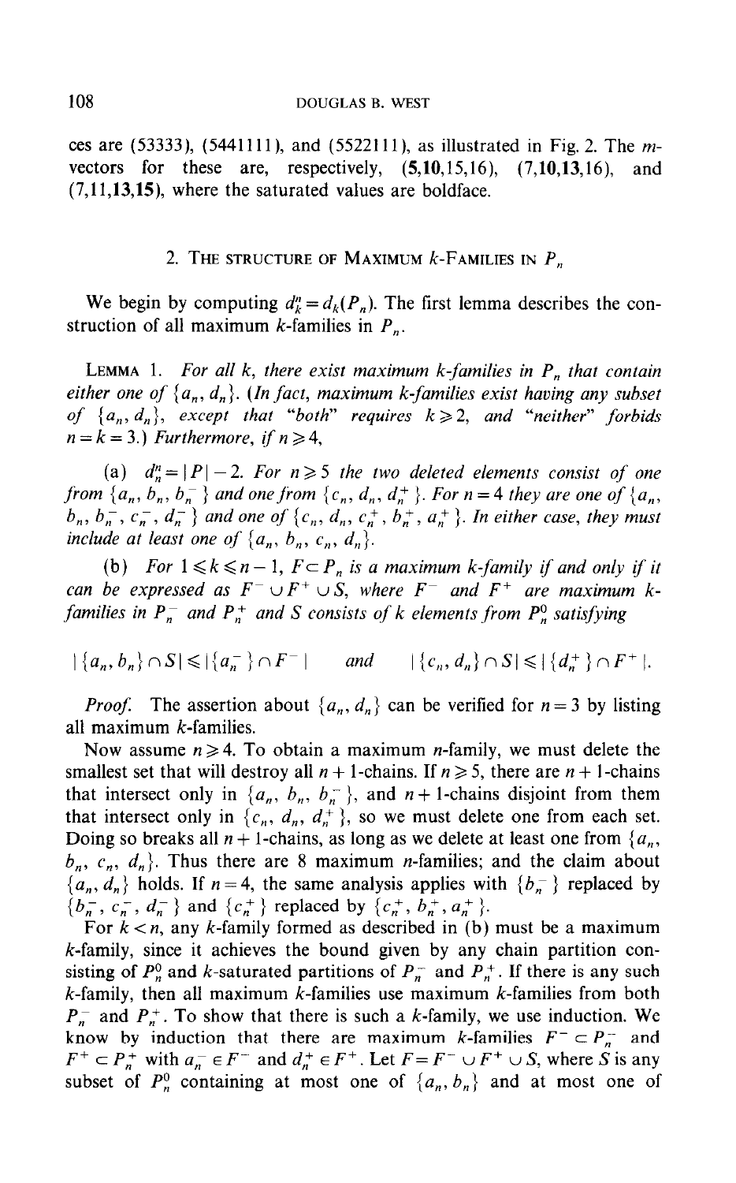ces are (53333), (5441111), and (5522111), as illustrated in Fig. 2. The $m$-vectors for these are, respectively, (**5**,**10**,15,16), (7,**10**,**13**,16), and (7,11,**13**,**15**), where the saturated values are boldface.

## 2. The structure of Maximum $k$-Families in $P_n$

We begin by computing $d_k^n = d_k(P_n)$. The first lemma describes the construction of all maximum $k$-families in $P_n$.

Lemma 1. *For all $k$, there exist maximum $k$-families in $P_n$ that contain either one of $\{a_n, d_n\}$. (In fact, maximum $k$-families exist having any subset of $\{a_n, d_n\}$, except that "both" requires $k \geqslant 2$, and "neither" forbids $n = k = 3$.) Furthermore, if $n \geqslant 4$,*

(a) *$d_n^n = |P| - 2$. For $n \geqslant 5$ the two deleted elements consist of one from $\{a_n, b_n, b_n^-\}$ and one from $\{c_n, d_n, d_n^+\}$. For $n = 4$ they are one of $\{a_n, b_n, b_n^-, c_n^-, d_n^-\}$ and one of $\{c_n, d_n, c_n^+, b_n^+, a_n^+\}$. In either case, they must include at least one of $\{a_n, b_n, c_n, d_n\}$.*

(b) *For $1 \leqslant k \leqslant n-1$, $F \subset P_n$ is a maximum $k$-family if and only if it can be expressed as $F^- \cup F^+ \cup S$, where $F^-$ and $F^+$ are maximum $k$-families in $P_n^-$ and $P_n^+$ and $S$ consists of $k$ elements from $P_n^0$ satisfying*

$$|\{a_n, b_n\} \cap S| \leqslant |\{a_n^-\} \cap F^-| \qquad \text{and} \qquad |\{c_n, d_n\} \cap S| \leqslant |\{d_n^+\} \cap F^+|.$$

*Proof.* The assertion about $\{a_n, d_n\}$ can be verified for $n = 3$ by listing all maximum $k$-families.

Now assume $n \geqslant 4$. To obtain a maximum $n$-family, we must delete the smallest set that will destroy all $n+1$-chains. If $n \geqslant 5$, there are $n+1$-chains that intersect only in $\{a_n, b_n, b_n^-\}$, and $n+1$-chains disjoint from them that intersect only in $\{c_n, d_n, d_n^+\}$, so we must delete one from each set. Doing so breaks all $n+1$-chains, as long as we delete at least one from $\{a_n, b_n, c_n, d_n\}$. Thus there are 8 maximum $n$-families; and the claim about $\{a_n, d_n\}$ holds. If $n = 4$, the same analysis applies with $\{b_n^-\}$ replaced by $\{b_n^-, c_n^-, d_n^-\}$ and $\{c_n^+\}$ replaced by $\{c_n^+, b_n^+, a_n^+\}$.

For $k < n$, any $k$-family formed as described in (b) must be a maximum $k$-family, since it achieves the bound given by any chain partition consisting of $P_n^0$ and $k$-saturated partitions of $P_n^-$ and $P_n^+$. If there is any such $k$-family, then all maximum $k$-families use maximum $k$-families from both $P_n^-$ and $P_n^+$. To show that there is such a $k$-family, we use induction. We know by induction that there are maximum $k$-families $F^- \subset P_n^-$ and $F^+ \subset P_n^+$ with $a_n^- \in F^-$ and $d_n^+ \in F^+$. Let $F = F^- \cup F^+ \cup S$, where $S$ is any subset of $P_n^0$ containing at most one of $\{a_n, b_n\}$ and at most one of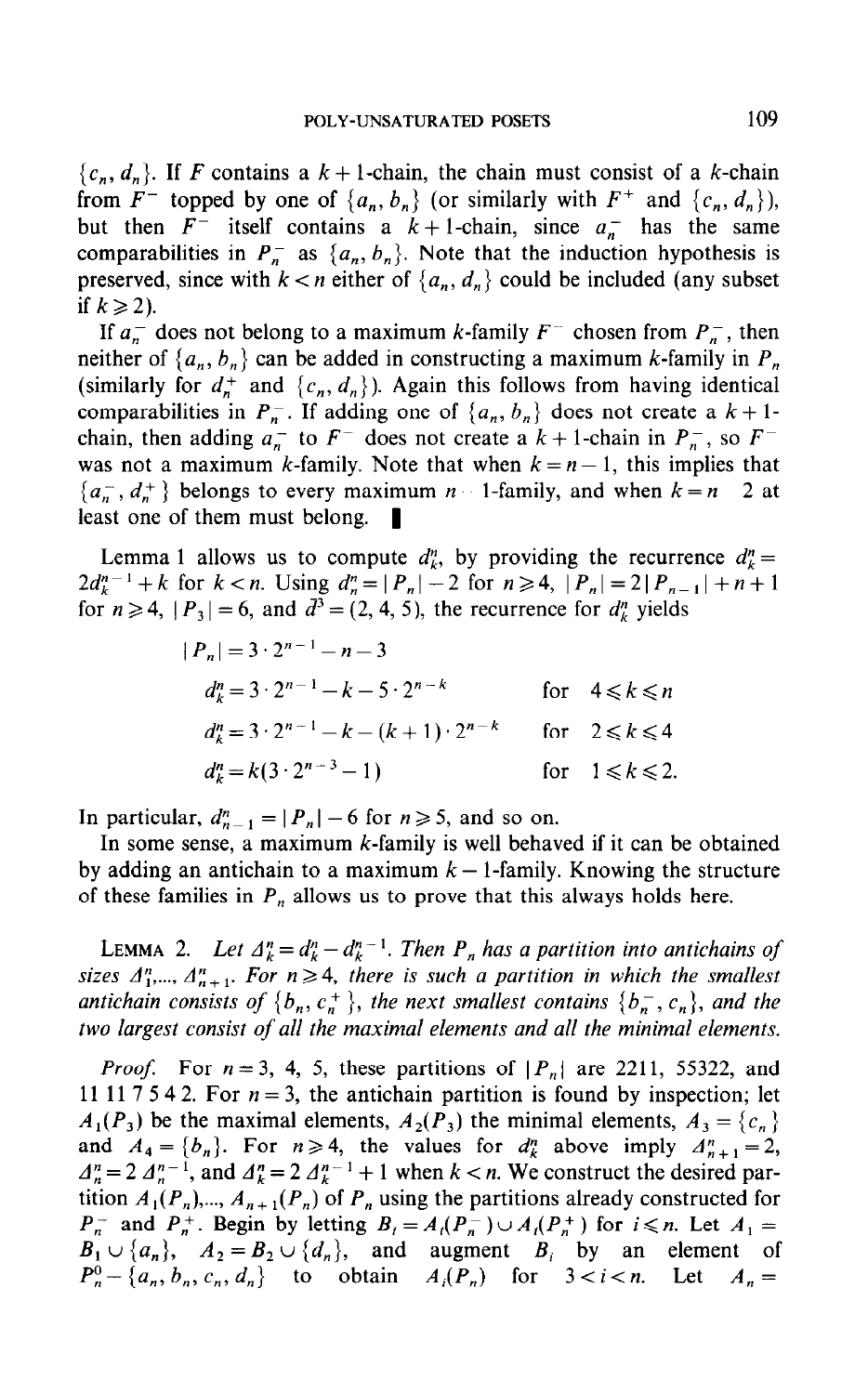$\{c_n, d_n\}$. If $F$ contains a $k+1$-chain, the chain must consist of a $k$-chain from $F^-$ topped by one of $\{a_n, b_n\}$ (or similarly with $F^+$ and $\{c_n, d_n\}$), but then $F^-$ itself contains a $k+1$-chain, since $a_n^-$ has the same comparabilities in $P_n^-$ as $\{a_n, b_n\}$. Note that the induction hypothesis is preserved, since with $k < n$ either of $\{a_n, d_n\}$ could be included (any subset if $k \geqslant 2$).

If $a_n^-$ does not belong to a maximum $k$-family $F^-$ chosen from $P_n^-$, then neither of $\{a_n, b_n\}$ can be added in constructing a maximum $k$-family in $P_n$ (similarly for $d_n^+$ and $\{c_n, d_n\}$). Again this follows from having identical comparabilities in $P_n^-$. If adding one of $\{a_n, b_n\}$ does not create a $k+1$-chain, then adding $a_n^-$ to $F^-$ does not create a $k+1$-chain in $P_n^-$, so $F^-$ was not a maximum $k$-family. Note that when $k = n-1$, this implies that $\{a_n^-, d_n^+\}$ belongs to every maximum $n-1$-family, and when $k = n-2$ at least one of them must belong. ∎

Lemma 1 allows us to compute $d_k^n$, by providing the recurrence $d_k^n = 2d_k^{n-1} + k$ for $k < n$. Using $d_n^n = |P_n| - 2$ for $n \geqslant 4$, $|P_n| = 2|P_{n-1}| + n + 1$ for $n \geqslant 4$, $|P_3| = 6$, and $d^3 = (2, 4, 5)$, the recurrence for $d_k^n$ yields

$$|P_n| = 3 \cdot 2^{n-1} - n - 3$$

$$d_k^n = 3 \cdot 2^{n-1} - k - 5 \cdot 2^{n-k} \qquad \text{for} \quad 4 \leqslant k \leqslant n$$

$$d_k^n = 3 \cdot 2^{n-1} - k - (k+1) \cdot 2^{n-k} \qquad \text{for} \quad 2 \leqslant k \leqslant 4$$

$$d_k^n = k(3 \cdot 2^{n-3} - 1) \qquad \text{for} \quad 1 \leqslant k \leqslant 2.$$

In particular, $d_{n-1}^n = |P_n| - 6$ for $n \geqslant 5$, and so on.

In some sense, a maximum $k$-family is well behaved if it can be obtained by adding an antichain to a maximum $k-1$-family. Knowing the structure of these families in $P_n$ allows us to prove that this always holds here.

**Lemma 2.** *Let $\Delta_k^n = d_k^n - d_k^{n-1}$. Then $P_n$ has a partition into antichains of sizes $\Delta_1^n, \ldots, \Delta_{n+1}^n$. For $n \geqslant 4$, there is such a partition in which the smallest antichain consists of $\{b_n, c_n^+\}$, the next smallest contains $\{b_n^-, c_n\}$, and the two largest consist of all the maximal elements and all the minimal elements.*

*Proof.* For $n = 3$, 4, 5, these partitions of $|P_n|$ are 2211, 55322, and 11 11 7 5 4 2. For $n = 3$, the antichain partition is found by inspection; let $A_1(P_3)$ be the maximal elements, $A_2(P_3)$ the minimal elements, $A_3 = \{c_n\}$ and $A_4 = \{b_n\}$. For $n \geqslant 4$, the values for $d_k^n$ above imply $\Delta_{n+1}^n = 2$, $\Delta_n^n = 2\Delta_n^{n-1}$, and $\Delta_k^n = 2\Delta_k^{n-1} + 1$ when $k < n$. We construct the desired partition $A_1(P_n), \ldots, A_{n+1}(P_n)$ of $P_n$ using the partitions already constructed for $P_n^-$ and $P_n^+$. Begin by letting $B_i = A_i(P_n^-) \cup A_i(P_n^+)$ for $i \leqslant n$. Let $A_1 = B_1 \cup \{a_n\}$, $A_2 = B_2 \cup \{d_n\}$, and augment $B_i$ by an element of $P_n^0 - \{a_n, b_n, c_n, d_n\}$ to obtain $A_i(P_n)$ for $3 < i < n$. Let $A_n =$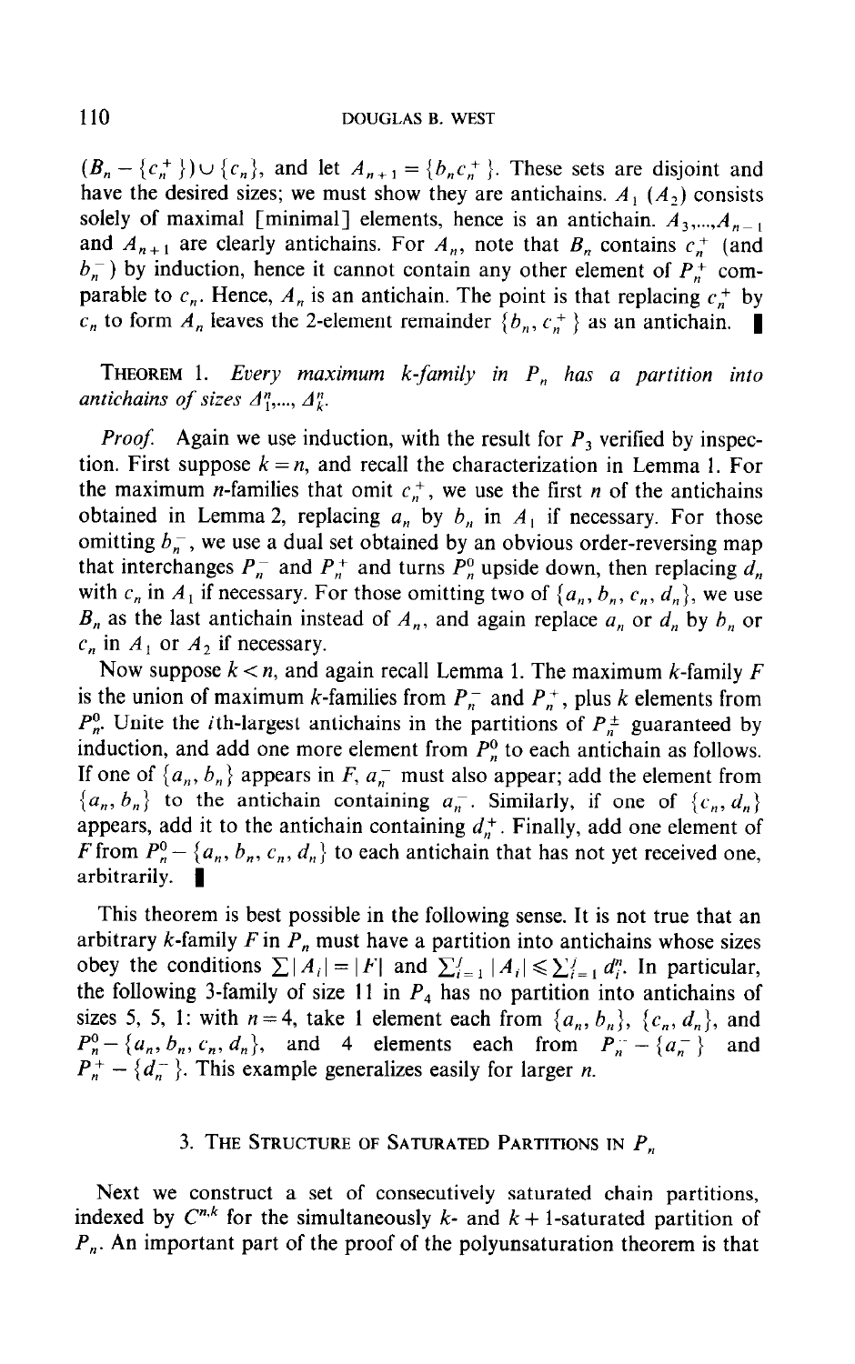$(B_n - \{c_n^+\}) \cup \{c_n\}$, and let $A_{n+1} = \{b_n c_n^+\}$. These sets are disjoint and have the desired sizes; we must show they are antichains. $A_1$ ($A_2$) consists solely of maximal [minimal] elements, hence is an antichain. $A_3,...,A_{n-1}$ and $A_{n+1}$ are clearly antichains. For $A_n$, note that $B_n$ contains $c_n^+$ (and $b_n^-$) by induction, hence it cannot contain any other element of $P_n^+$ comparable to $c_n$. Hence, $A_n$ is an antichain. The point is that replacing $c_n^+$ by $c_n$ to form $A_n$ leaves the 2-element remainder $\{b_n, c_n^+\}$ as an antichain. ∎

THEOREM 1. *Every maximum k-family in $P_n$ has a partition into antichains of sizes $\Delta_1^n,..., \Delta_k^n$.*

*Proof.* Again we use induction, with the result for $P_3$ verified by inspection. First suppose $k = n$, and recall the characterization in Lemma 1. For the maximum $n$-families that omit $c_n^+$, we use the first $n$ of the antichains obtained in Lemma 2, replacing $a_n$ by $b_n$ in $A_1$ if necessary. For those omitting $b_n^-$, we use a dual set obtained by an obvious order-reversing map that interchanges $P_n^-$ and $P_n^+$ and turns $P_n^0$ upside down, then replacing $d_n$ with $c_n$ in $A_1$ if necessary. For those omitting two of $\{a_n, b_n, c_n, d_n\}$, we use $B_n$ as the last antichain instead of $A_n$, and again replace $a_n$ or $d_n$ by $b_n$ or $c_n$ in $A_1$ or $A_2$ if necessary.

Now suppose $k < n$, and again recall Lemma 1. The maximum $k$-family $F$ is the union of maximum $k$-families from $P_n^-$ and $P_n^+$, plus $k$ elements from $P_n^0$. Unite the $i$th-largest antichains in the partitions of $P_n^\pm$ guaranteed by induction, and add one more element from $P_n^0$ to each antichain as follows. If one of $\{a_n, b_n\}$ appears in $F$, $a_n^-$ must also appear; add the element from $\{a_n, b_n\}$ to the antichain containing $a_n^-$. Similarly, if one of $\{c_n, d_n\}$ appears, add it to the antichain containing $d_n^+$. Finally, add one element of $F$ from $P_n^0 - \{a_n, b_n, c_n, d_n\}$ to each antichain that has not yet received one, arbitrarily. ∎

This theorem is best possible in the following sense. It is not true that an arbitrary $k$-family $F$ in $P_n$ must have a partition into antichains whose sizes obey the conditions $\sum |A_i| = |F|$ and $\sum_{i=1}^{j} |A_i| \leqslant \sum_{i=1}^{j} d_i^n$. In particular, the following 3-family of size 11 in $P_4$ has no partition into antichains of sizes 5, 5, 1: with $n = 4$, take 1 element each from $\{a_n, b_n\}$, $\{c_n, d_n\}$, and $P_n^0 - \{a_n, b_n, c_n, d_n\}$, and 4 elements each from $P_n^- - \{a_n^-\}$ and $P_n^+ - \{d_n^-\}$. This example generalizes easily for larger $n$.

## 3. The Structure of Saturated Partitions in $P_n$

Next we construct a set of consecutively saturated chain partitions, indexed by $C^{n,k}$ for the simultaneously $k$- and $k+1$-saturated partition of $P_n$. An important part of the proof of the polyunsaturation theorem is that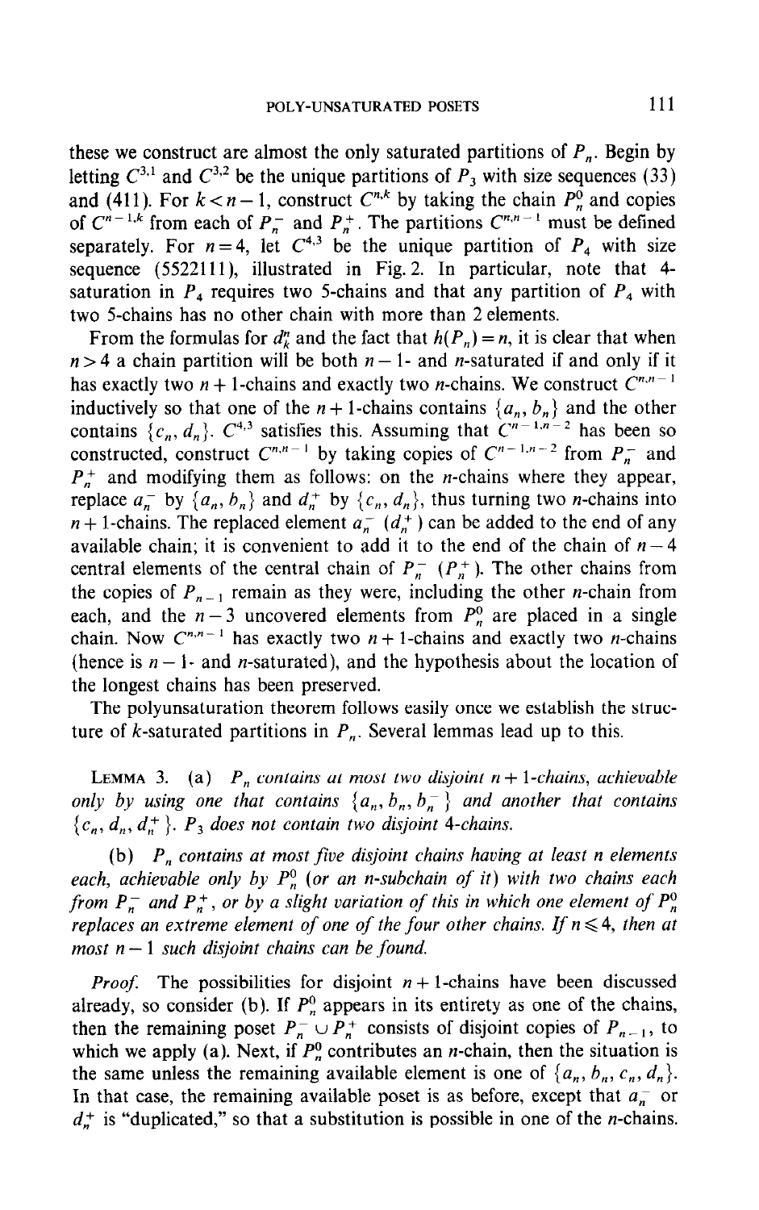these we construct are almost the only saturated partitions of $P_n$. Begin by letting $C^{3,1}$ and $C^{3,2}$ be the unique partitions of $P_3$ with size sequences (33) and (411). For $k < n-1$, construct $C^{n,k}$ by taking the chain $P_n^0$ and copies of $C^{n-1,k}$ from each of $P_n^-$ and $P_n^+$. The partitions $C^{n,n-1}$ must be defined separately. For $n = 4$, let $C^{4,3}$ be the unique partition of $P_4$ with size sequence (5522111), illustrated in Fig. 2. In particular, note that 4-saturation in $P_4$ requires two 5-chains and that any partition of $P_4$ with two 5-chains has no other chain with more than 2 elements.

From the formulas for $d_k^n$ and the fact that $h(P_n) = n$, it is clear that when $n > 4$ a chain partition will be both $n-1$- and $n$-saturated if and only if it has exactly two $n+1$-chains and exactly two $n$-chains. We construct $C^{n,n-1}$ inductively so that one of the $n+1$-chains contains $\{a_n, b_n\}$ and the other contains $\{c_n, d_n\}$. $C^{4,3}$ satisfies this. Assuming that $C^{n-1,n-2}$ has been so constructed, construct $C^{n,n-1}$ by taking copies of $C^{n-1,n-2}$ from $P_n^-$ and $P_n^+$ and modifying them as follows: on the $n$-chains where they appear, replace $a_n^-$ by $\{a_n, b_n\}$ and $d_n^+$ by $\{c_n, d_n\}$, thus turning two $n$-chains into $n+1$-chains. The replaced element $a_n^-$ ($d_n^+$) can be added to the end of any available chain; it is convenient to add it to the end of the chain of $n-4$ central elements of the central chain of $P_n^-$ ($P_n^+$). The other chains from the copies of $P_{n-1}$ remain as they were, including the other $n$-chain from each, and the $n-3$ uncovered elements from $P_n^0$ are placed in a single chain. Now $C^{n,n-1}$ has exactly two $n+1$-chains and exactly two $n$-chains (hence is $n-1$- and $n$-saturated), and the hypothesis about the location of the longest chains has been preserved.

The polyunsaturation theorem follows easily once we establish the structure of $k$-saturated partitions in $P_n$. Several lemmas lead up to this.

LEMMA 3. (a) *$P_n$ contains at most two disjoint $n+1$-chains, achievable only by using one that contains $\{a_n, b_n, b_n^-\}$ and another that contains $\{c_n, d_n, d_n^+\}$. $P_3$ does not contain two disjoint 4-chains.*

(b) *$P_n$ contains at most five disjoint chains having at least $n$ elements each, achievable only by $P_n^0$ (or an $n$-subchain of it) with two chains each from $P_n^-$ and $P_n^+$, or by a slight variation of this in which one element of $P_n^0$ replaces an extreme element of one of the four other chains. If $n \leqslant 4$, then at most $n-1$ such disjoint chains can be found.*

*Proof.* The possibilities for disjoint $n+1$-chains have been discussed already, so consider (b). If $P_n^0$ appears in its entirety as one of the chains, then the remaining poset $P_n^- \cup P_n^+$ consists of disjoint copies of $P_{n-1}$, to which we apply (a). Next, if $P_n^0$ contributes an $n$-chain, then the situation is the same unless the remaining available element is one of $\{a_n, b_n, c_n, d_n\}$. In that case, the remaining available poset is as before, except that $a_n^-$ or $d_n^+$ is "duplicated," so that a substitution is possible in one of the $n$-chains.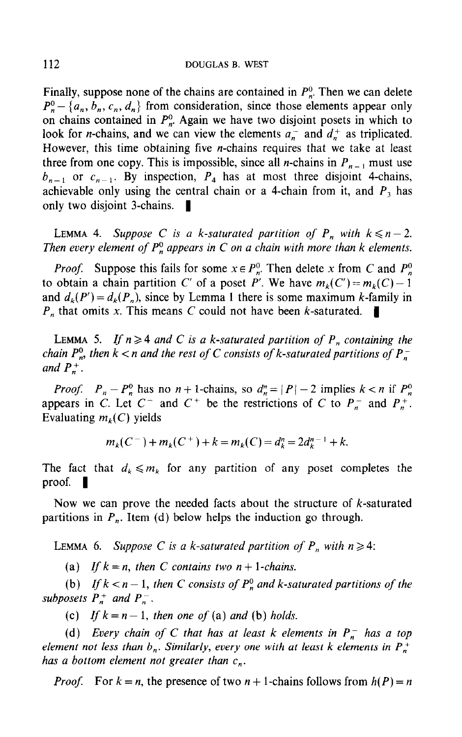Finally, suppose none of the chains are contained in $P_n^0$. Then we can delete $P_n^0 - \{a_n, b_n, c_n, d_n\}$ from consideration, since those elements appear only on chains contained in $P_n^0$. Again we have two disjoint posets in which to look for $n$-chains, and we can view the elements $a_n^-$ and $d_n^+$ as triplicated. However, this time obtaining five $n$-chains requires that we take at least three from one copy. This is impossible, since all $n$-chains in $P_{n-1}$ must use $b_{n-1}$ or $c_{n-1}$. By inspection, $P_4$ has at most three disjoint 4-chains, achievable only using the central chain or a 4-chain from it, and $P_3$ has only two disjoint 3-chains. ∎

LEMMA 4. *Suppose $C$ is a $k$-saturated partition of $P_n$ with $k \leqslant n-2$. Then every element of $P_n^0$ appears in $C$ on a chain with more than $k$ elements.*

*Proof.* Suppose this fails for some $x \in P_n^0$. Then delete $x$ from $C$ and $P_n^0$ to obtain a chain partition $C'$ of a poset $P'$. We have $m_k(C') = m_k(C) - 1$ and $d_k(P') = d_k(P_n)$, since by Lemma 1 there is some maximum $k$-family in $P_n$ that omits $x$. This means $C$ could not have been $k$-saturated. ∎

LEMMA 5. *If $n \geqslant 4$ and $C$ is a $k$-saturated partition of $P_n$ containing the chain $P_n^0$, then $k < n$ and the rest of $C$ consists of $k$-saturated partitions of $P_n^-$ and $P_n^+$.*

*Proof.* $P_n - P_n^0$ has no $n+1$-chains, so $d_n^n = |P| - 2$ implies $k < n$ if $P_n^0$ appears in $C$. Let $C^-$ and $C^+$ be the restrictions of $C$ to $P_n^-$ and $P_n^+$. Evaluating $m_k(C)$ yields

$$m_k(C^-) + m_k(C^+) + k = m_k(C) = d_k^n = 2d_k^{n-1} + k.$$

The fact that $d_k \leqslant m_k$ for any partition of any poset completes the proof. ∎

Now we can prove the needed facts about the structure of $k$-saturated partitions in $P_n$. Item (d) below helps the induction go through.

LEMMA 6. *Suppose $C$ is a $k$-saturated partition of $P_n$ with $n \geqslant 4$:*

(a) *If $k = n$, then $C$ contains two $n+1$-chains.*

(b) *If $k < n-1$, then $C$ consists of $P_n^0$ and $k$-saturated partitions of the subposets $P_n^+$ and $P_n^-$.*

(c) *If $k = n-1$, then one of* (a) *and* (b) *holds.*

(d) *Every chain of $C$ that has at least $k$ elements in $P_n^-$ has a top element not less than $b_n$. Similarly, every one with at least $k$ elements in $P_n^+$ has a bottom element not greater than $c_n$.*

*Proof.* For $k = n$, the presence of two $n+1$-chains follows from $h(P) = n$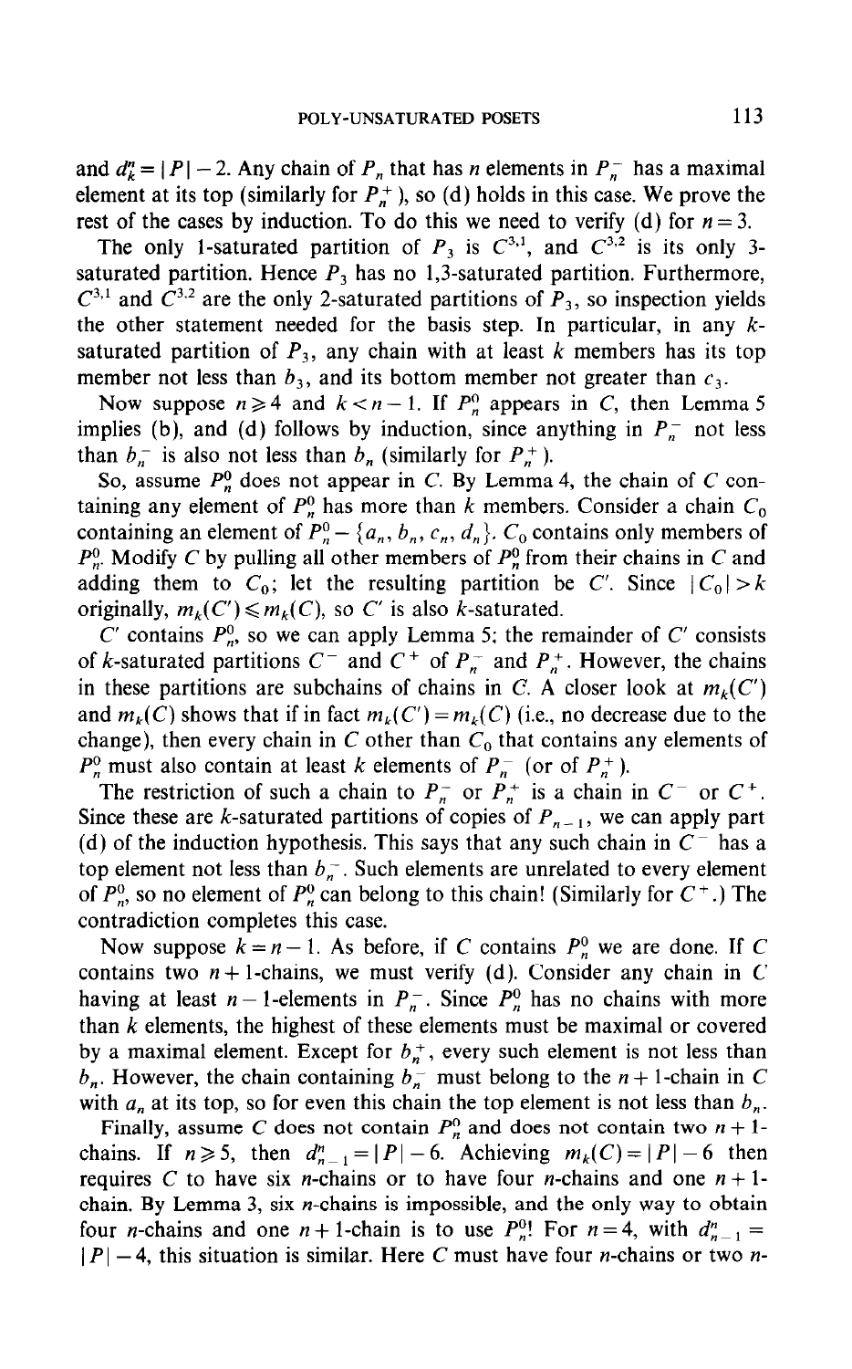and $d_k^n = |P| - 2$. Any chain of $P_n$ that has $n$ elements in $P_n^-$ has a maximal element at its top (similarly for $P_n^+$), so (d) holds in this case. We prove the rest of the cases by induction. To do this we need to verify (d) for $n = 3$.

The only 1-saturated partition of $P_3$ is $C^{3,1}$, and $C^{3,2}$ is its only 3-saturated partition. Hence $P_3$ has no 1,3-saturated partition. Furthermore, $C^{3,1}$ and $C^{3,2}$ are the only 2-saturated partitions of $P_3$, so inspection yields the other statement needed for the basis step. In particular, in any $k$-saturated partition of $P_3$, any chain with at least $k$ members has its top member not less than $b_3$, and its bottom member not greater than $c_3$.

Now suppose $n \geq 4$ and $k < n - 1$. If $P_n^0$ appears in $C$, then Lemma 5 implies (b), and (d) follows by induction, since anything in $P_n^-$ not less than $b_n^-$ is also not less than $b_n$ (similarly for $P_n^+$).

So, assume $P_n^0$ does not appear in $C$. By Lemma 4, the chain of $C$ containing any element of $P_n^0$ has more than $k$ members. Consider a chain $C_0$ containing an element of $P_n^0 - \{a_n, b_n, c_n, d_n\}$. $C_0$ contains only members of $P_n^0$. Modify $C$ by pulling all other members of $P_n^0$ from their chains in $C$ and adding them to $C_0$; let the resulting partition be $C'$. Since $|C_0| > k$ originally, $m_k(C') \leqslant m_k(C)$, so $C'$ is also $k$-saturated.

$C'$ contains $P_n^0$, so we can apply Lemma 5; the remainder of $C'$ consists of $k$-saturated partitions $C^-$ and $C^+$ of $P_n^-$ and $P_n^+$. However, the chains in these partitions are subchains of chains in $C$. A closer look at $m_k(C')$ and $m_k(C)$ shows that if in fact $m_k(C') = m_k(C)$ (i.e., no decrease due to the change), then every chain in $C$ other than $C_0$ that contains any elements of $P_n^0$ must also contain at least $k$ elements of $P_n^-$ (or of $P_n^+$).

The restriction of such a chain to $P_n^-$ or $P_n^+$ is a chain in $C^-$ or $C^+$. Since these are $k$-saturated partitions of copies of $P_{n-1}$, we can apply part (d) of the induction hypothesis. This says that any such chain in $C^-$ has a top element not less than $b_n^-$. Such elements are unrelated to every element of $P_n^0$, so no element of $P_n^0$ can belong to this chain! (Similarly for $C^+$.) The contradiction completes this case.

Now suppose $k = n - 1$. As before, if $C$ contains $P_n^0$ we are done. If $C$ contains two $n+1$-chains, we must verify (d). Consider any chain in $C$ having at least $n-1$-elements in $P_n^-$. Since $P_n^0$ has no chains with more than $k$ elements, the highest of these elements must be maximal or covered by a maximal element. Except for $b_n^+$, every such element is not less than $b_n$. However, the chain containing $b_n^-$ must belong to the $n+1$-chain in $C$ with $a_n$ at its top, so for even this chain the top element is not less than $b_n$.

Finally, assume $C$ does not contain $P_n^0$ and does not contain two $n+1$-chains. If $n \geqslant 5$, then $d_{n-1}^n = |P| - 6$. Achieving $m_k(C) = |P| - 6$ then requires $C$ to have six $n$-chains or to have four $n$-chains and one $n+1$-chain. By Lemma 3, six $n$-chains is impossible, and the only way to obtain four $n$-chains and one $n+1$-chain is to use $P_n^0$! For $n = 4$, with $d_{n-1}^n = |P| - 4$, this situation is similar. Here $C$ must have four $n$-chains or two $n$-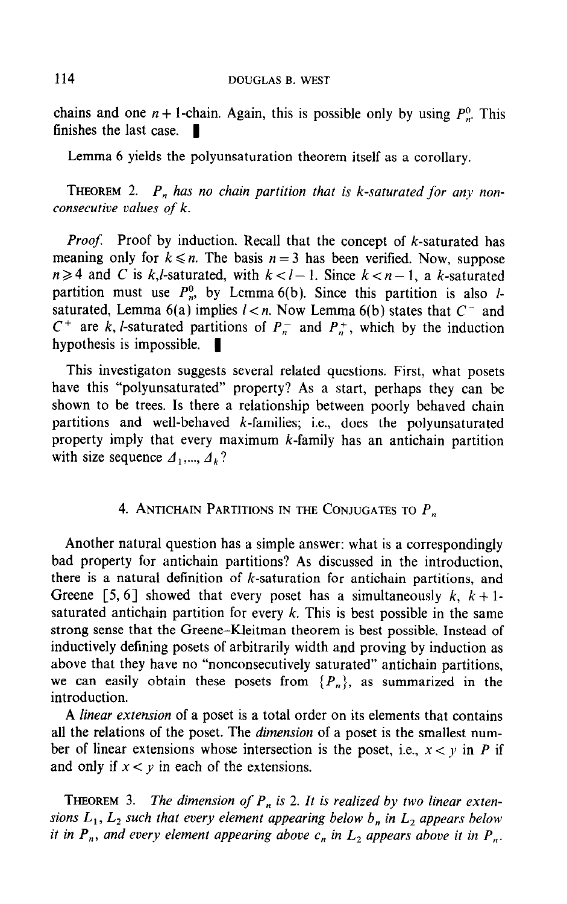chains and one $n+1$-chain. Again, this is possible only by using $P_n^0$. This finishes the last case. ∎

Lemma 6 yields the polyunsaturation theorem itself as a corollary.

**Theorem** 2. *$P_n$ has no chain partition that is k-saturated for any nonconsecutive values of k.*

*Proof.* Proof by induction. Recall that the concept of $k$-saturated has meaning only for $k \leqslant n$. The basis $n=3$ has been verified. Now, suppose $n \geqslant 4$ and $C$ is $k,l$-saturated, with $k < l-1$. Since $k < n-1$, a $k$-saturated partition must use $P_n^0$, by Lemma 6(b). Since this partition is also $l$-saturated, Lemma 6(a) implies $l < n$. Now Lemma 6(b) states that $C^-$ and $C^+$ are $k, l$-saturated partitions of $P_n^-$ and $P_n^+$, which by the induction hypothesis is impossible. ∎

This investigaton suggests several related questions. First, what posets have this "polyunsaturated" property? As a start, perhaps they can be shown to be trees. Is there a relationship between poorly behaved chain partitions and well-behaved $k$-families; i.e., does the polyunsaturated property imply that every maximum $k$-family has an antichain partition with size sequence $\Delta_1, ..., \Delta_k$?

## 4. Antichain Partitions in the Conjugates to $P_n$

Another natural question has a simple answer: what is a correspondingly bad property for antichain partitions? As discussed in the introduction, there is a natural definition of $k$-saturation for antichain partitions, and Greene [5, 6] showed that every poset has a simultaneously $k$, $k+1$-saturated antichain partition for every $k$. This is best possible in the same strong sense that the Greene–Kleitman theorem is best possible. Instead of inductively defining posets of arbitrarily width and proving by induction as above that they have no "nonconsecutively saturated" antichain partitions, we can easily obtain these posets from $\{P_n\}$, as summarized in the introduction.

A *linear extension* of a poset is a total order on its elements that contains all the relations of the poset. The *dimension* of a poset is the smallest number of linear extensions whose intersection is the poset, i.e., $x < y$ in $P$ if and only if $x < y$ in each of the extensions.

**Theorem** 3. *The dimension of $P_n$ is 2. It is realized by two linear extensions $L_1$, $L_2$ such that every element appearing below $b_n$ in $L_2$ appears below it in $P_n$, and every element appearing above $c_n$ in $L_2$ appears above it in $P_n$.*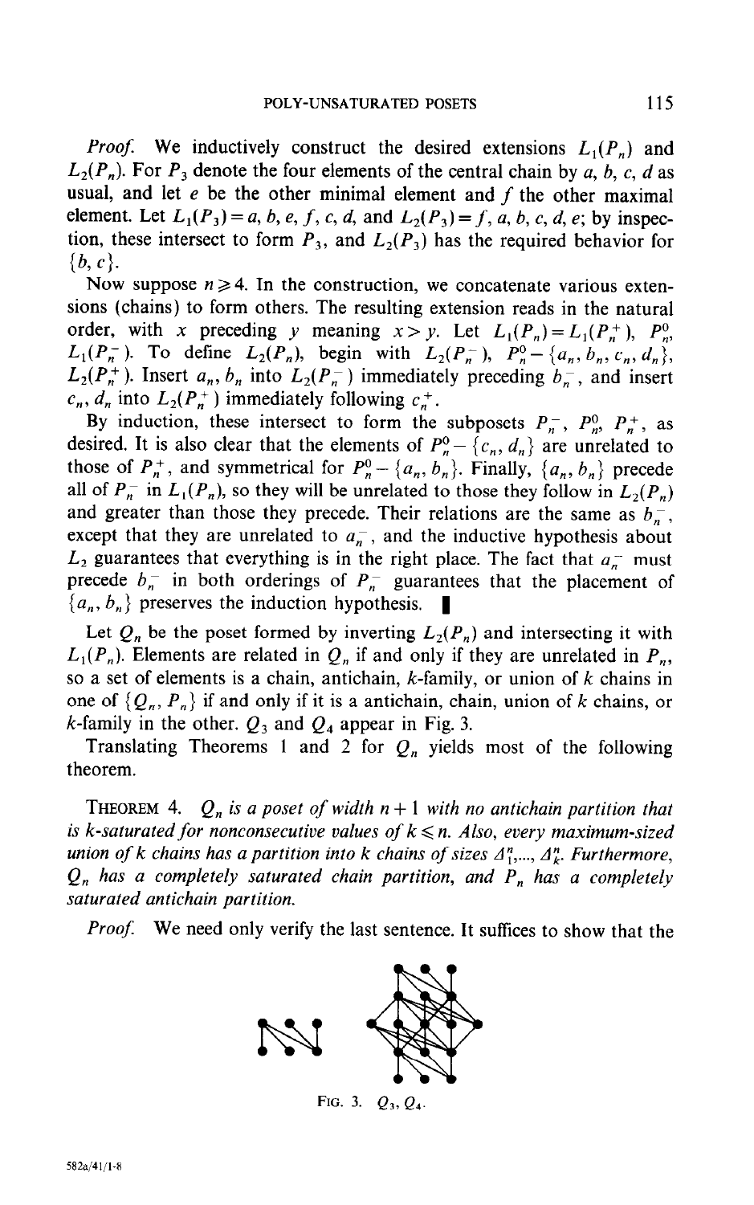*Proof.* We inductively construct the desired extensions $L_1(P_n)$ and $L_2(P_n)$. For $P_3$ denote the four elements of the central chain by $a$, $b$, $c$, $d$ as usual, and let $e$ be the other minimal element and $f$ the other maximal element. Let $L_1(P_3) = a, b, e, f, c, d$, and $L_2(P_3) = f, a, b, c, d, e$; by inspection, these intersect to form $P_3$, and $L_2(P_3)$ has the required behavior for $\{b, c\}$.

Now suppose $n \geqslant 4$. In the construction, we concatenate various extensions (chains) to form others. The resulting extension reads in the natural order, with $x$ preceding $y$ meaning $x > y$. Let $L_1(P_n) = L_1(P_n^+)$, $P_n^0$, $L_1(P_n^-)$. To define $L_2(P_n)$, begin with $L_2(P_n^-)$, $P_n^0 - \{a_n, b_n, c_n, d_n\}$, $L_2(P_n^+)$. Insert $a_n, b_n$ into $L_2(P_n^-)$ immediately preceding $b_n^-$, and insert $c_n, d_n$ into $L_2(P_n^+)$ immediately following $c_n^+$.

By induction, these intersect to form the subposets $P_n^-$, $P_n^0$, $P_n^+$, as desired. It is also clear that the elements of $P_n^0 - \{c_n, d_n\}$ are unrelated to those of $P_n^+$, and symmetrical for $P_n^0 - \{a_n, b_n\}$. Finally, $\{a_n, b_n\}$ precede all of $P_n^-$ in $L_1(P_n)$, so they will be unrelated to those they follow in $L_2(P_n)$ and greater than those they precede. Their relations are the same as $b_n^-$, except that they are unrelated to $a_n^-$, and the inductive hypothesis about $L_2$ guarantees that everything is in the right place. The fact that $a_n^-$ must precede $b_n^-$ in both orderings of $P_n^-$ guarantees that the placement of $\{a_n, b_n\}$ preserves the induction hypothesis. ∎

Let $Q_n$ be the poset formed by inverting $L_2(P_n)$ and intersecting it with $L_1(P_n)$. Elements are related in $Q_n$ if and only if they are unrelated in $P_n$, so a set of elements is a chain, antichain, $k$-family, or union of $k$ chains in one of $\{Q_n, P_n\}$ if and only if it is a antichain, chain, union of $k$ chains, or $k$-family in the other. $Q_3$ and $Q_4$ appear in Fig. 3.

Translating Theorems 1 and 2 for $Q_n$ yields most of the following theorem.

THEOREM 4. *$Q_n$ is a poset of width $n+1$ with no antichain partition that is $k$-saturated for nonconsecutive values of $k \leqslant n$. Also, every maximum-sized union of $k$ chains has a partition into $k$ chains of sizes $\Delta_1^n, \ldots, \Delta_k^n$. Furthermore, $Q_n$ has a completely saturated chain partition, and $P_n$ has a completely saturated antichain partition.*

*Proof.* We need only verify the last sentence. It suffices to show that the

FIG. 3. $Q_3$, $Q_4$.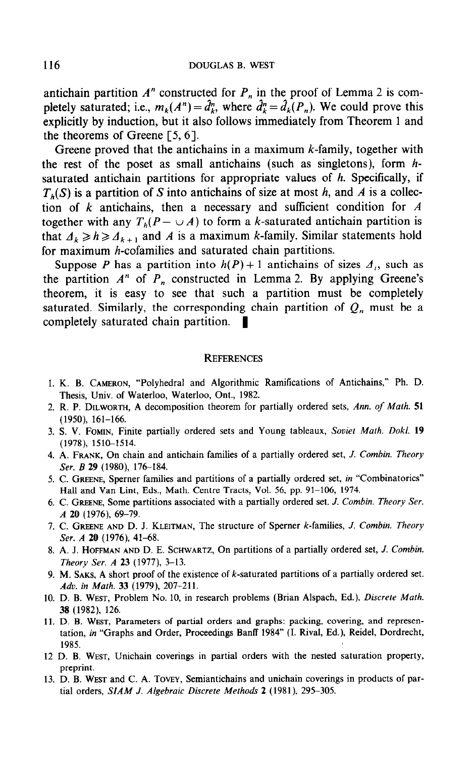antichain partition $A^n$ constructed for $P_n$ in the proof of Lemma 2 is completely saturated; i.e., $m_k(A^n) = \hat{d}_k^n$, where $\hat{d}_k^n = \hat{d}_k(P_n)$. We could prove this explicitly by induction, but it also follows immediately from Theorem 1 and the theorems of Greene [5, 6].

Greene proved that the antichains in a maximum $k$-family, together with the rest of the poset as small antichains (such as singletons), form $h$-saturated antichain partitions for appropriate values of $h$. Specifically, if $T_h(S)$ is a partition of $S$ into antichains of size at most $h$, and $A$ is a collection of $k$ antichains, then a necessary and sufficient condition for $A$ together with any $T_h(P - \cup A)$ to form a $k$-saturated antichain partition is that $\Delta_k \geq h \geq \Delta_{k+1}$ and $A$ is a maximum $k$-family. Similar statements hold for maximum $h$-cofamilies and saturated chain partitions.

Suppose $P$ has a partition into $h(P) + 1$ antichains of sizes $\Delta_i$, such as the partition $A^n$ of $P_n$ constructed in Lemma 2. By applying Greene's theorem, it is easy to see that such a partition must be completely saturated. Similarly, the corresponding chain partition of $Q_n$ must be a completely saturated chain partition. ∎

## REFERENCES

1. K. B. Cameron, "Polyhedral and Algorithmic Ramifications of Antichains," Ph. D. Thesis, Univ. of Waterloo, Waterloo, Ont., 1982.
2. R. P. Dilworth, A decomposition theorem for partially ordered sets, *Ann. of Math.* **51** (1950), 161–166.
3. S. V. Fomin, Finite partially ordered sets and Young tableaux, *Soviet Math. Dokl.* **19** (1978), 1510–1514.
4. A. Frank, On chain and antichain families of a partially ordered set, *J. Combin. Theory Ser. B* **29** (1980), 176–184.
5. C. Greene, Sperner families and partitions of a partially ordered set, *in* "Combinatorics" Hall and Van Lint, Eds., Math. Centre Tracts, Vol. 56, pp. 91–106, 1974.
6. C. Greene, Some partitions associated with a partially ordered set. *J. Combin. Theory Ser. A* **20** (1976), 69–79.
7. C. Greene and D. J. Kleitman, The structure of Sperner $k$-families, *J. Combin. Theory Ser. A* **20** (1976), 41–68.
8. A. J. Hoffman and D. E. Schwartz, On partitions of a partially ordered set, *J. Combin. Theory Ser. A* **23** (1977), 3–13.
9. M. Saks, A short proof of the existence of $k$-saturated partitions of a partially ordered set, *Adv. in Math.* **33** (1979), 207–211.
10. D. B. West, Problem No. 10, in research problems (Brian Alspach, Ed.), *Discrete Math.* **38** (1982), 126.
11. D. B. West, Parameters of partial orders and graphs: packing, covering, and representation, *in* "Graphs and Order, Proceedings Banff 1984" (I. Rival, Ed.), Reidel, Dordrecht, 1985.
12. D. B. West, Unichain coverings in partial orders with the nested saturation property, preprint.
13. D. B. West and C. A. Tovey, Semiantichains and unichain coverings in products of partial orders, *SIAM J. Algebraic Discrete Methods* **2** (1981), 295–305.